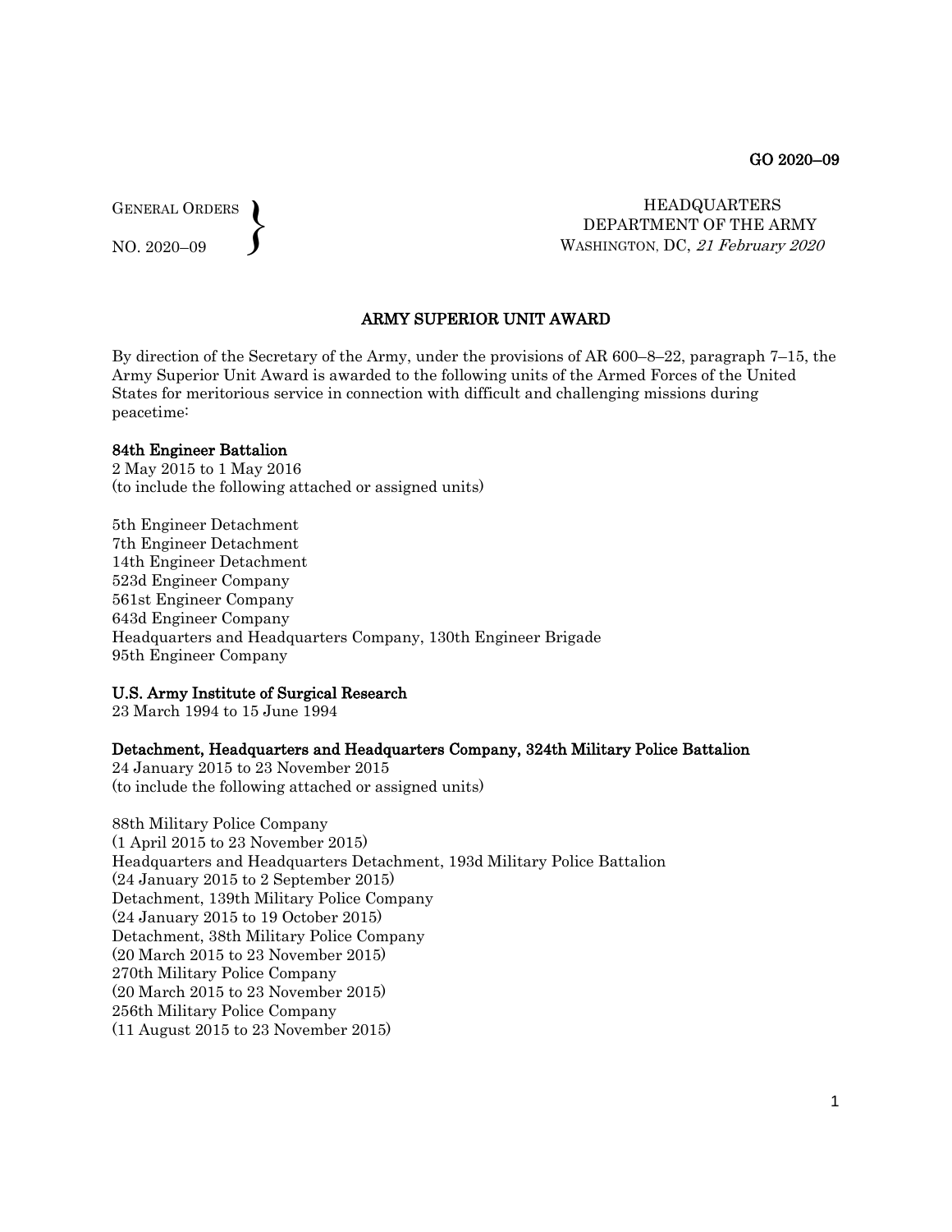GO 2020–09

GENERAL ORDERS
NO. 2020–09

HEADQUARTERS
DEPARTMENT OF THE ARMY
WASHINGTON, DC, *21 February 2020*

## ARMY SUPERIOR UNIT AWARD

By direction of the Secretary of the Army, under the provisions of AR 600–8–22, paragraph 7–15, the Army Superior Unit Award is awarded to the following units of the Armed Forces of the United States for meritorious service in connection with difficult and challenging missions during peacetime:

**84th Engineer Battalion**
2 May 2015 to 1 May 2016
(to include the following attached or assigned units)

5th Engineer Detachment
7th Engineer Detachment
14th Engineer Detachment
523d Engineer Company
561st Engineer Company
643d Engineer Company
Headquarters and Headquarters Company, 130th Engineer Brigade
95th Engineer Company

**U.S. Army Institute of Surgical Research**
23 March 1994 to 15 June 1994

**Detachment, Headquarters and Headquarters Company, 324th Military Police Battalion**
24 January 2015 to 23 November 2015
(to include the following attached or assigned units)

88th Military Police Company
(1 April 2015 to 23 November 2015)
Headquarters and Headquarters Detachment, 193d Military Police Battalion
(24 January 2015 to 2 September 2015)
Detachment, 139th Military Police Company
(24 January 2015 to 19 October 2015)
Detachment, 38th Military Police Company
(20 March 2015 to 23 November 2015)
270th Military Police Company
(20 March 2015 to 23 November 2015)
256th Military Police Company
(11 August 2015 to 23 November 2015)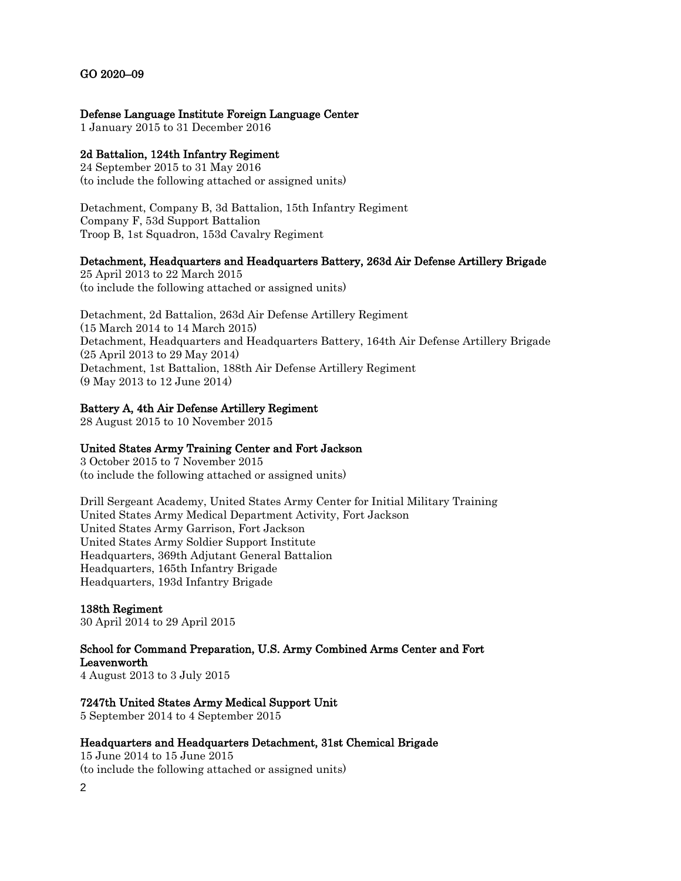GO 2020–09

**Defense Language Institute Foreign Language Center**
1 January 2015 to 31 December 2016

**2d Battalion, 124th Infantry Regiment**
24 September 2015 to 31 May 2016
(to include the following attached or assigned units)

Detachment, Company B, 3d Battalion, 15th Infantry Regiment
Company F, 53d Support Battalion
Troop B, 1st Squadron, 153d Cavalry Regiment

**Detachment, Headquarters and Headquarters Battery, 263d Air Defense Artillery Brigade**
25 April 2013 to 22 March 2015
(to include the following attached or assigned units)

Detachment, 2d Battalion, 263d Air Defense Artillery Regiment
(15 March 2014 to 14 March 2015)
Detachment, Headquarters and Headquarters Battery, 164th Air Defense Artillery Brigade
(25 April 2013 to 29 May 2014)
Detachment, 1st Battalion, 188th Air Defense Artillery Regiment
(9 May 2013 to 12 June 2014)

**Battery A, 4th Air Defense Artillery Regiment**
28 August 2015 to 10 November 2015

**United States Army Training Center and Fort Jackson**
3 October 2015 to 7 November 2015
(to include the following attached or assigned units)

Drill Sergeant Academy, United States Army Center for Initial Military Training
United States Army Medical Department Activity, Fort Jackson
United States Army Garrison, Fort Jackson
United States Army Soldier Support Institute
Headquarters, 369th Adjutant General Battalion
Headquarters, 165th Infantry Brigade
Headquarters, 193d Infantry Brigade

**138th Regiment**
30 April 2014 to 29 April 2015

**School for Command Preparation, U.S. Army Combined Arms Center and Fort Leavenworth**
4 August 2013 to 3 July 2015

**7247th United States Army Medical Support Unit**
5 September 2014 to 4 September 2015

**Headquarters and Headquarters Detachment, 31st Chemical Brigade**
15 June 2014 to 15 June 2015
(to include the following attached or assigned units)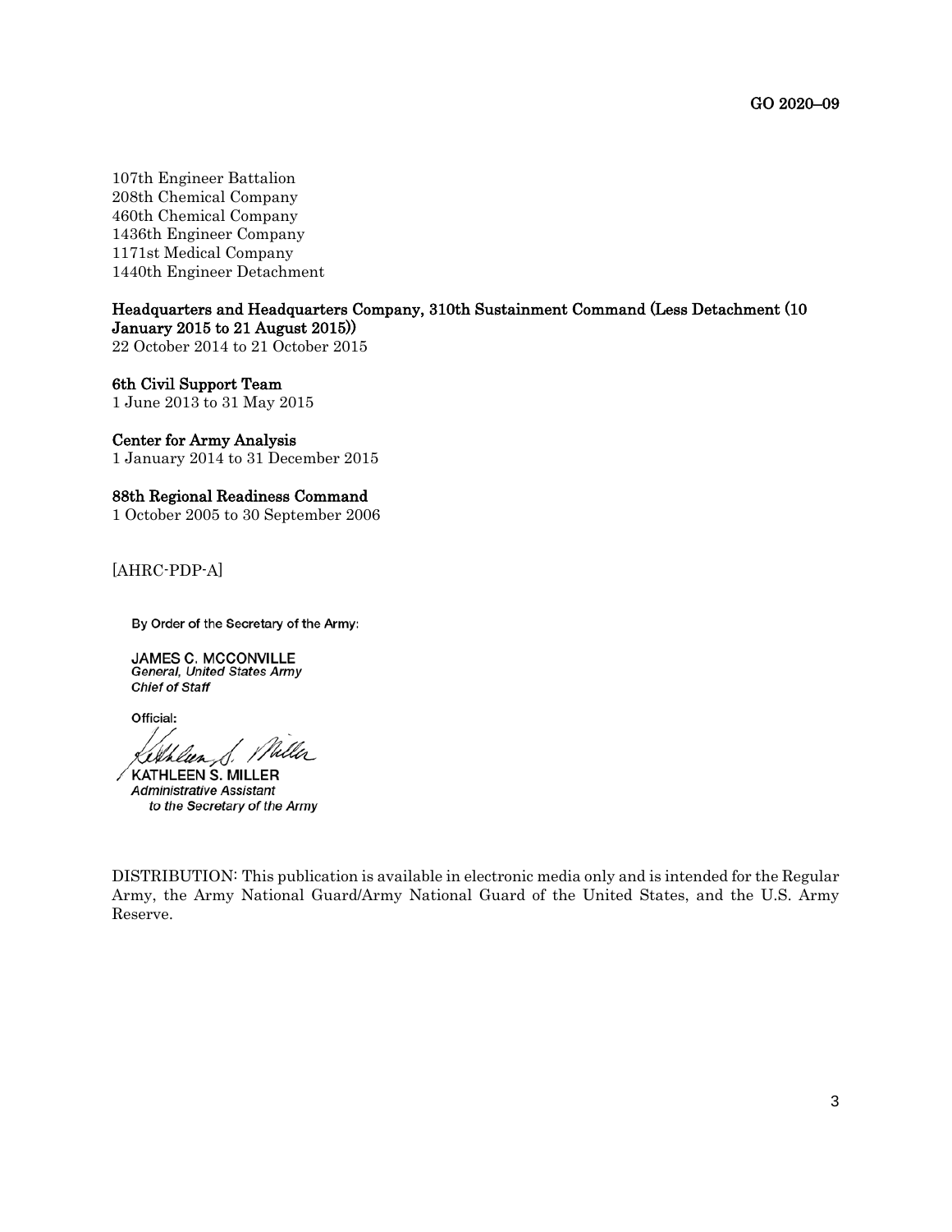107th Engineer Battalion
208th Chemical Company
460th Chemical Company
1436th Engineer Company
1171st Medical Company
1440th Engineer Detachment

**Headquarters and Headquarters Company, 310th Sustainment Command (Less Detachment (10 January 2015 to 21 August 2015))**
22 October 2014 to 21 October 2015

**6th Civil Support Team**
1 June 2013 to 31 May 2015

**Center for Army Analysis**
1 January 2014 to 31 December 2015

**88th Regional Readiness Command**
1 October 2005 to 30 September 2006

[AHRC-PDP-A]

By Order of the Secretary of the Army:

JAMES C. MCCONVILLE
*General, United States Army*
***Chief of Staff***

Official:

KATHLEEN S. MILLER
*Administrative Assistant*
*to the Secretary of the Army*

DISTRIBUTION: This publication is available in electronic media only and is intended for the Regular Army, the Army National Guard/Army National Guard of the United States, and the U.S. Army Reserve.